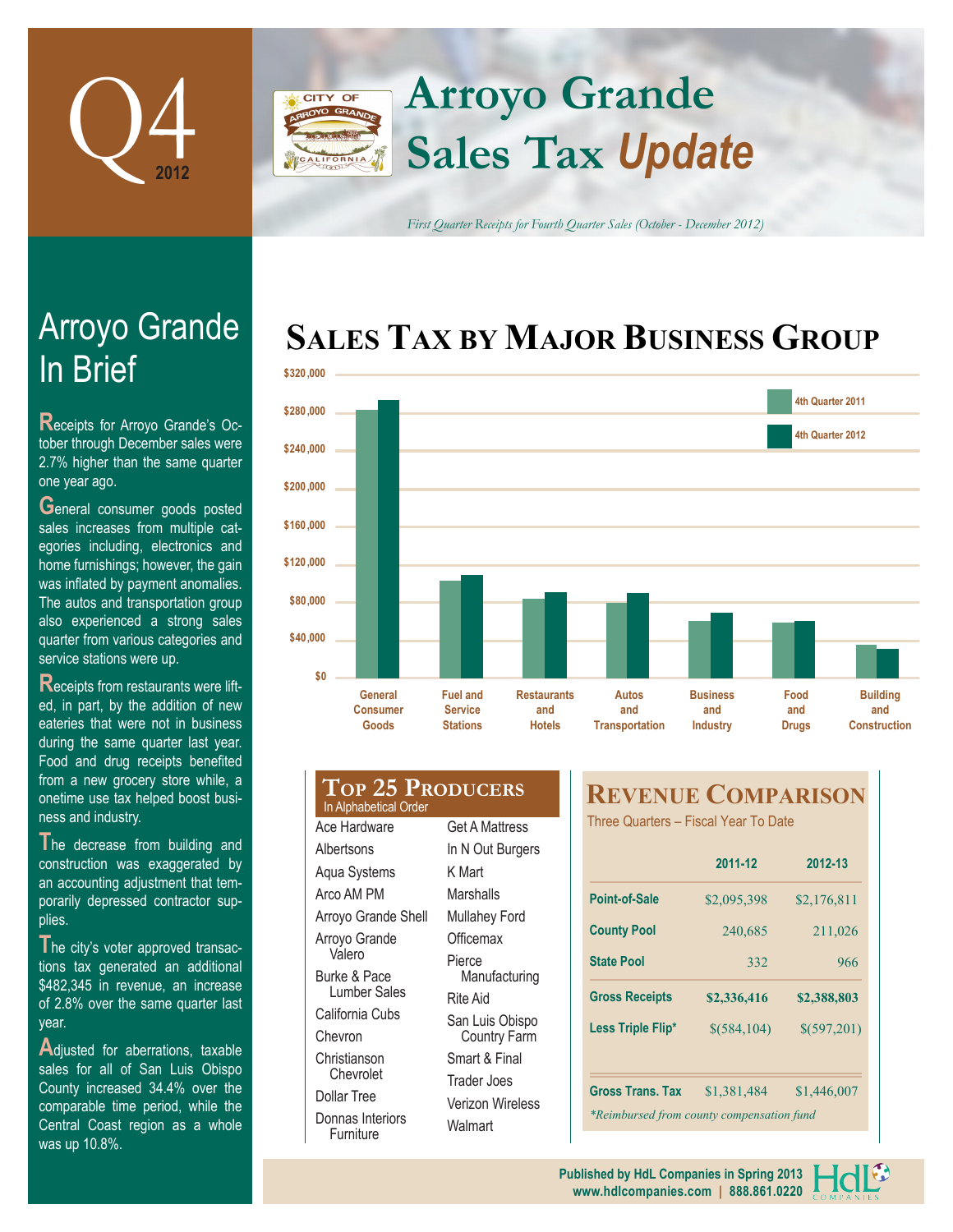# Q4 2012

# Arroyo Grande Sales Tax *Update*

*First Quarter Receipts for Fourth Quarter Sales (October - December 2012)*

## Arroyo Grande In Brief

Receipts for Arroyo Grande's October through December sales were 2.7% higher than the same quarter one year ago.

General consumer goods posted sales increases from multiple categories including, electronics and home furnishings; however, the gain was inflated by payment anomalies. The autos and transportation group also experienced a strong sales quarter from various categories and service stations were up.

Receipts from restaurants were lifted, in part, by the addition of new eateries that were not in business during the same quarter last year. Food and drug receipts benefited from a new grocery store while, a onetime use tax helped boost business and industry.

The decrease from building and construction was exaggerated by an accounting adjustment that temporarily depressed contractor supplies.

The city's voter approved transactions tax generated an additional $482,345 in revenue, an increase of 2.8% over the same quarter last year.

Adjusted for aberrations, taxable sales for all of San Luis Obispo County increased 34.4% over the comparable time period, while the Central Coast region as a whole was up 10.8%.

## Sales Tax by Major Business Group

Chart categories (4th Quarter 2011 vs. 4th Quarter 2012): General Consumer Goods; Fuel and Service Stations; Restaurants and Hotels; Autos and Transportation; Business and Industry; Food and Drugs; Building and Construction. Axis: $0 – $320,000.

## Top 25 Producers

In Alphabetical Order

- Ace Hardware
- Albertsons
- Aqua Systems
- Arco AM PM
- Arroyo Grande Shell
- Arroyo Grande Valero
- Burke & Pace Lumber Sales
- California Cubs
- Chevron
- Christianson Chevrolet
- Dollar Tree
- Donnas Interiors Furniture
- Get A Mattress
- In N Out Burgers
- K Mart
- Marshalls
- Mullahey Ford
- Officemax
- Pierce Manufacturing
- Rite Aid
- San Luis Obispo Country Farm
- Smart & Final
- Trader Joes
- Verizon Wireless
- Walmart

## Revenue Comparison

Three Quarters – Fiscal Year To Date

| | 2011-12 | 2012-13 |
|---|---|---|
| Point-of-Sale | $2,095,398 | $2,176,811 |
| County Pool | 240,685 | 211,026 |
| State Pool | 332 | 966 |
| **Gross Receipts** | **$2,336,416** | **$2,388,803** |
| Less Triple Flip* | $(584,104) | $(597,201) |
| Gross Trans. Tax | $1,381,484 | $1,446,007 |

*Reimbursed from county compensation fund

Published by HdL Companies in Spring 2013
www.hdlcompanies.com | 888.861.0220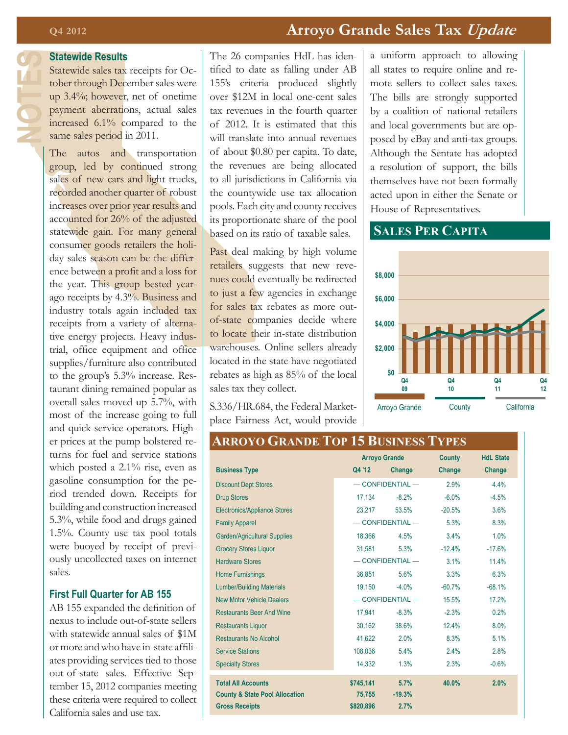# Arroyo Grande Sales Tax *Update*

Q4 2012

NOTES

### Statewide Results

Statewide sales tax receipts for October through December sales were up 3.4%; however, net of onetime payment aberrations, actual sales increased 6.1% compared to the same sales period in 2011.

The autos and transportation group, led by continued strong sales of new cars and light trucks, recorded another quarter of robust increases over prior year results and accounted for 26% of the adjusted statewide gain. For many general consumer goods retailers the holiday sales season can be the difference between a profit and a loss for the year. This group bested year-ago receipts by 4.3%. Business and industry totals again included tax receipts from a variety of alternative energy projects. Heavy industrial, office equipment and office supplies/furniture also contributed to the group's 5.3% increase. Restaurant dining remained popular as overall sales moved up 5.7%, with most of the increase going to full and quick-service operators. Higher prices at the pump bolstered returns for fuel and service stations which posted a 2.1% rise, even as gasoline consumption for the period trended down. Receipts for building and construction increased 5.3%, while food and drugs gained 1.5%. County use tax pool totals were buoyed by receipt of previously uncollected taxes on internet sales.

### First Full Quarter for AB 155

AB 155 expanded the definition of nexus to include out-of-state sellers with statewide annual sales of $1M or more and who have in-state affiliates providing services tied to those out-of-state sales. Effective September 15, 2012 companies meeting these criteria were required to collect California sales and use tax.

The 26 companies HdL has identified to date as falling under AB 155's criteria produced slightly over $12M in local one-cent sales tax revenues in the fourth quarter of 2012. It is estimated that this will translate into annual revenues of about $0.80 per capita. To date, the revenues are being allocated to all jurisdictions in California via the countywide use tax allocation pools. Each city and county receives its proportionate share of the pool based on its ratio of taxable sales.

Past deal making by high volume retailers suggests that new revenues could eventually be redirected to just a few agencies in exchange for sales tax rebates as more out-of-state companies decide where to locate their in-state distribution warehouses. Online sellers already located in the state have negotiated rebates as high as 85% of the local sales tax they collect.

S.336/HR.684, the Federal Marketplace Fairness Act, would provide a uniform approach to allowing all states to require online and remote sellers to collect sales taxes. The bills are strongly supported by a coalition of national retailers and local governments but are opposed by eBay and anti-tax groups. Although the Sentate has adopted a resolution of support, the bills themselves have not been formally acted upon in either the Senate or House of Representatives.

## Sales Per Capita

$8,000
$6,000
$4,000
$2,000
$0
Q4 09
Q4 10
Q4 11
Q4 12
Arroyo Grande
County
California

## Arroyo Grande Top 15 Business Types

| Business Type | Arroyo Grande Q4 '12 | Arroyo Grande Change | County Change | HdL State Change |
|---|---|---|---|---|
| Discount Dept Stores | — CONFIDENTIAL — | | 2.9% | 4.4% |
| Drug Stores | 17,134 | -8.2% | -6.0% | -4.5% |
| Electronics/Appliance Stores | 23,217 | 53.5% | -20.5% | 3.6% |
| Family Apparel | — CONFIDENTIAL — | | 5.3% | 8.3% |
| Garden/Agricultural Supplies | 18,366 | 4.5% | 3.4% | 1.0% |
| Grocery Stores Liquor | 31,581 | 5.3% | -12.4% | -17.6% |
| Hardware Stores | — CONFIDENTIAL — | | 3.1% | 11.4% |
| Home Furnishings | 36,851 | 5.6% | 3.3% | 6.3% |
| Lumber/Building Materials | 19,150 | -4.0% | -60.7% | -68.1% |
| New Motor Vehicle Dealers | — CONFIDENTIAL — | | 15.5% | 17.2% |
| Restaurants Beer And Wine | 17,941 | -8.3% | -2.3% | 0.2% |
| Restaurants Liquor | 30,162 | 38.6% | 12.4% | 8.0% |
| Restaurants No Alcohol | 41,622 | 2.0% | 8.3% | 5.1% |
| Service Stations | 108,036 | 5.4% | 2.4% | 2.8% |
| Specialty Stores | 14,332 | 1.3% | 2.3% | -0.6% |
| **Total All Accounts** | **$745,141** | **5.7%** | **40.0%** | **2.0%** |
| **County & State Pool Allocation** | **75,755** | **-19.3%** | | |
| **Gross Receipts** | **$820,896** | **2.7%** | | |